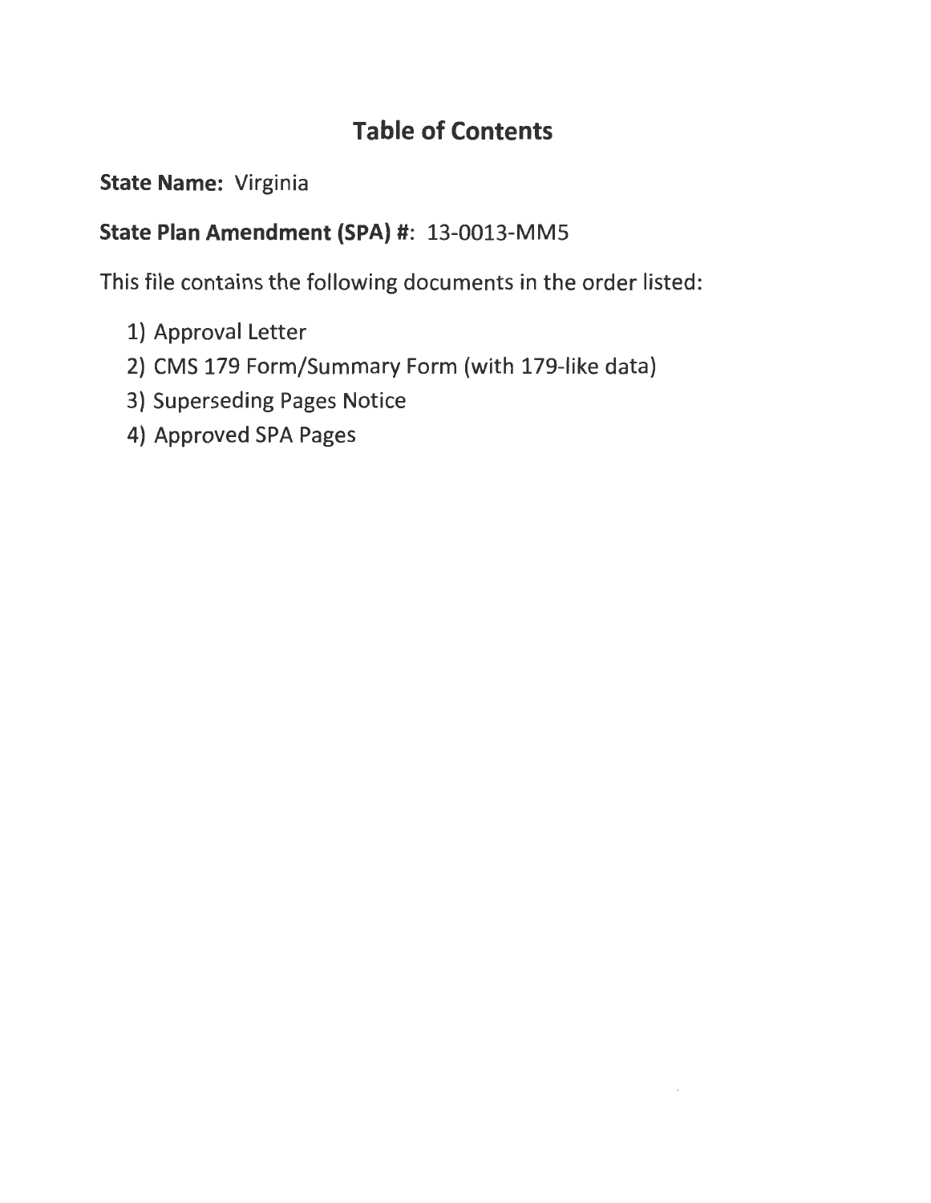# Table of Contents

**State Name:** Virginia

**State Plan Amendment (SPA) #:** 13-0013-MM5

This file contains the following documents in the order listed:

1) Approval Letter
2) CMS 179 Form/Summary Form (with 179-like data)
3) Superseding Pages Notice
4) Approved SPA Pages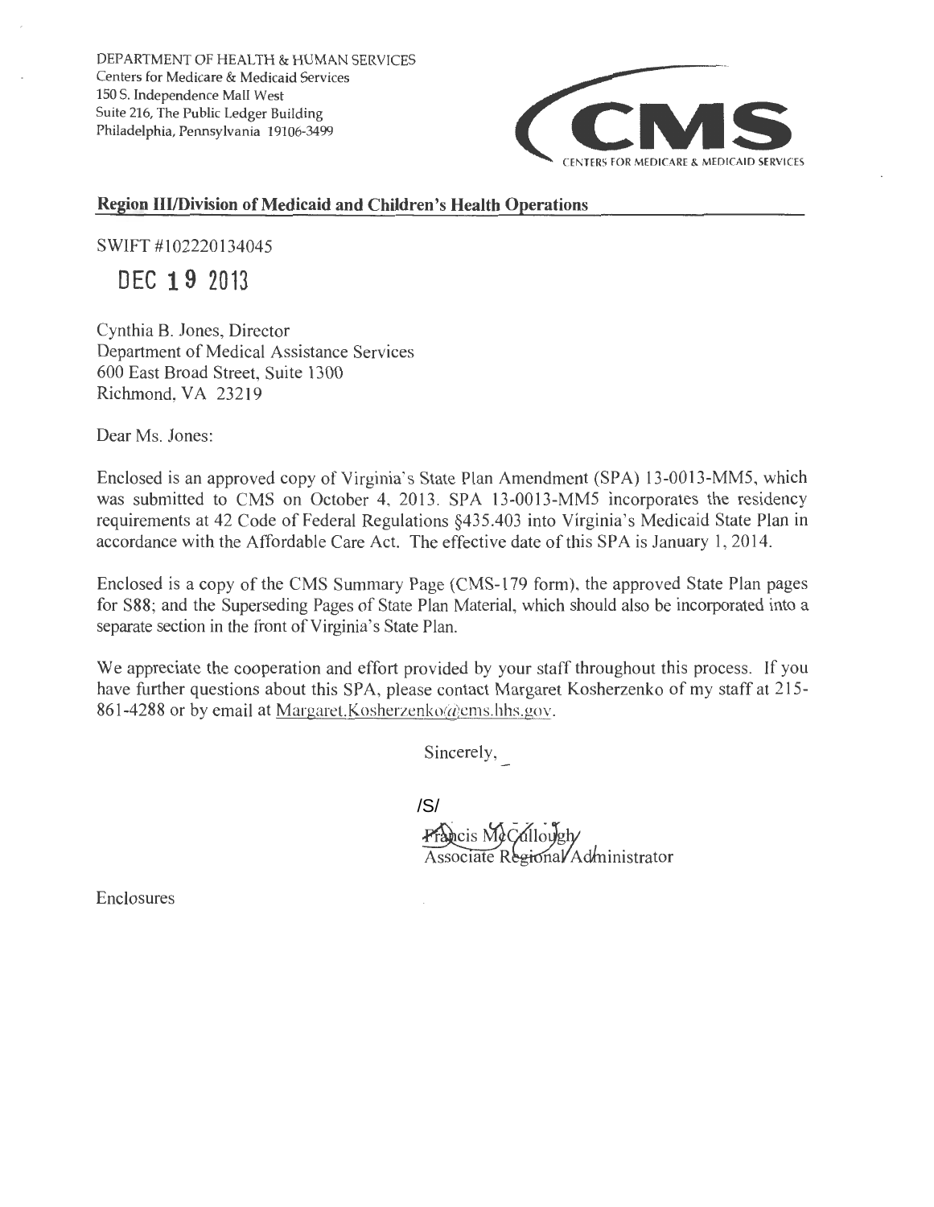DEPARTMENT OF HEALTH & HUMAN SERVICES
Centers for Medicare & Medicaid Services
150 S. Independence Mall West
Suite 216, The Public Ledger Building
Philadelphia, Pennsylvania 19106-3499

CMS
CENTERS FOR MEDICARE & MEDICAID SERVICES

**Region III/Division of Medicaid and Children's Health Operations**

SWIFT #102220134045

DEC 19 2013

Cynthia B. Jones, Director
Department of Medical Assistance Services
600 East Broad Street, Suite 1300
Richmond, VA 23219

Dear Ms. Jones:

Enclosed is an approved copy of Virginia's State Plan Amendment (SPA) 13-0013-MM5, which was submitted to CMS on October 4, 2013. SPA 13-0013-MM5 incorporates the residency requirements at 42 Code of Federal Regulations §435.403 into Virginia's Medicaid State Plan in accordance with the Affordable Care Act. The effective date of this SPA is January 1, 2014.

Enclosed is a copy of the CMS Summary Page (CMS-179 form), the approved State Plan pages for S88; and the Superseding Pages of State Plan Material, which should also be incorporated into a separate section in the front of Virginia's State Plan.

We appreciate the cooperation and effort provided by your staff throughout this process. If you have further questions about this SPA, please contact Margaret Kosherzenko of my staff at 215-861-4288 or by email at Margaret.Kosherzenko@cms.hhs.gov.

Sincerely,

/S/

Francis McCullough
Associate Regional Administrator

Enclosures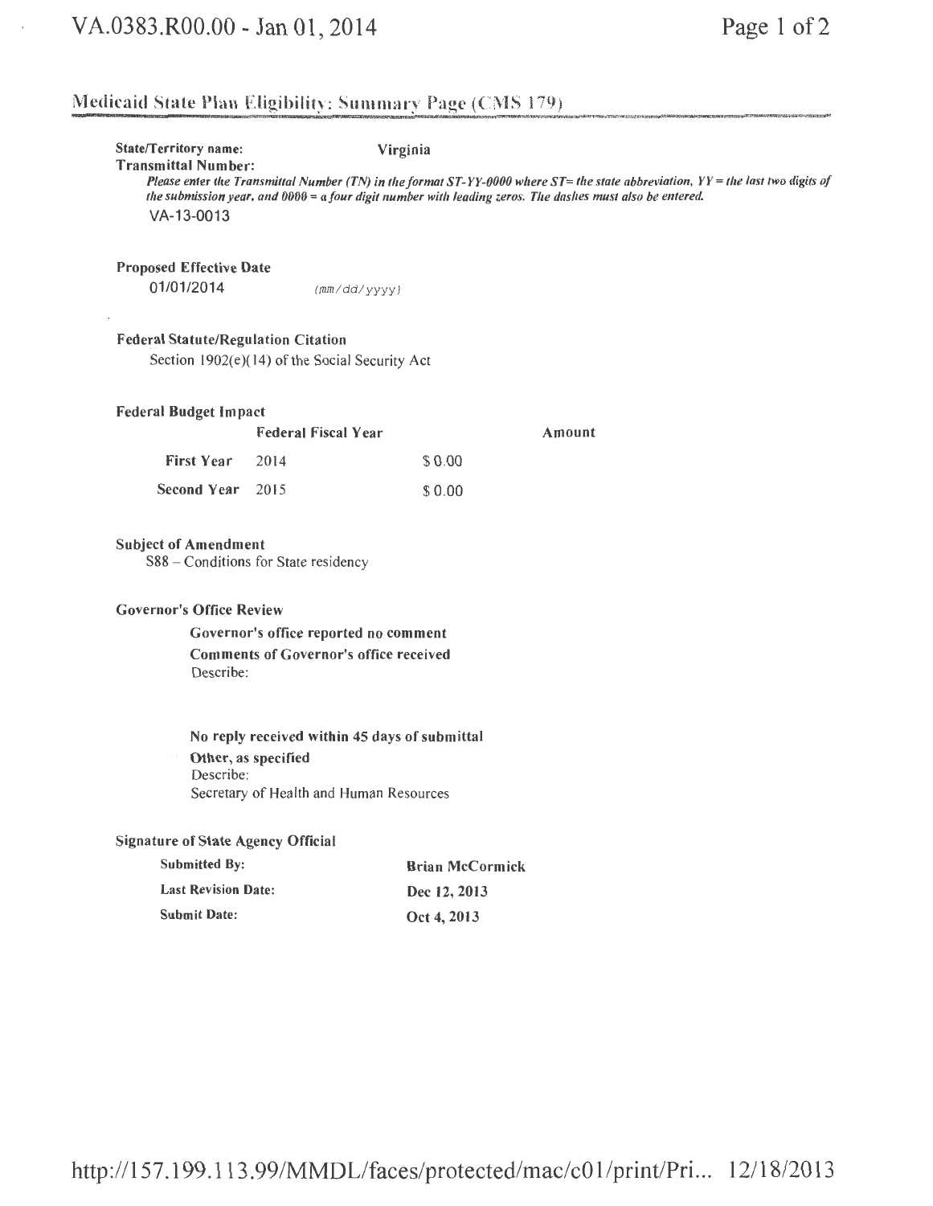## Medicaid State Plan Eligibility: Summary Page (CMS 179)

**State/Territory name:** Virginia

**Transmittal Number:**

*Please enter the Transmittal Number (TN) in the format ST-YY-0000 where ST= the state abbreviation, YY = the last two digits of the submission year, and 0000 = a four digit number with leading zeros. The dashes must also be entered.*

VA-13-0013

**Proposed Effective Date**

01/01/2014 (mm/dd/yyyy)

**Federal Statute/Regulation Citation**

Section 1902(e)(14) of the Social Security Act

**Federal Budget Impact**

| | Federal Fiscal Year | Amount |
|---|---|---|
| **First Year** | 2014 | $ 0.00 |
| **Second Year** | 2015 | $ 0.00 |

**Subject of Amendment**

S88 – Conditions for State residency

**Governor's Office Review**

**Governor's office reported no comment**

**Comments of Governor's office received**

Describe:

**No reply received within 45 days of submittal**

**Other, as specified**

Describe:

Secretary of Health and Human Resources

**Signature of State Agency Official**

| | |
|---|---|
| **Submitted By:** | **Brian McCormick** |
| **Last Revision Date:** | **Dec 12, 2013** |
| **Submit Date:** | **Oct 4, 2013** |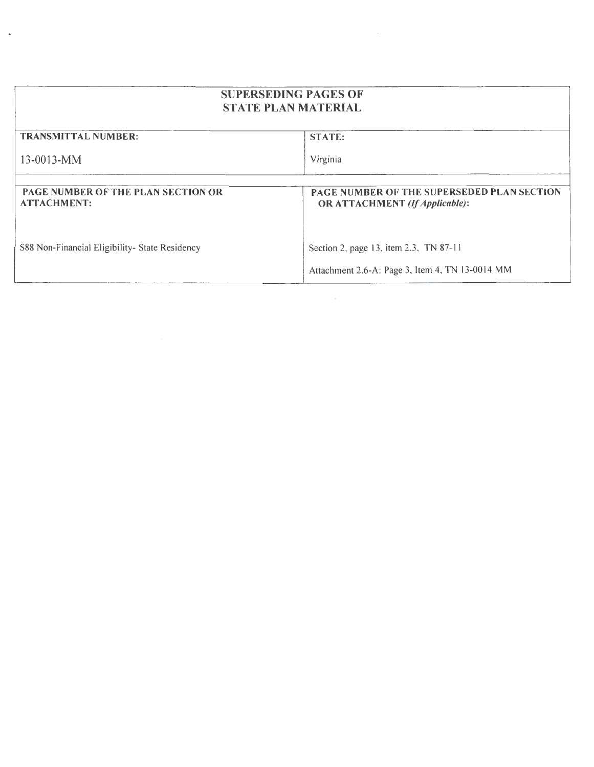| SUPERSEDING PAGES OF STATE PLAN MATERIAL | |
|---|---|
| **TRANSMITTAL NUMBER:**<br><br>13-0013-MM | **STATE:**<br><br>Virginia |
| **PAGE NUMBER OF THE PLAN SECTION OR ATTACHMENT:**<br><br>S88 Non-Financial Eligibility- State Residency | **PAGE NUMBER OF THE SUPERSEDED PLAN SECTION OR ATTACHMENT** ***(If Applicable)*****:**<br><br>Section 2, page 13, item 2.3, TN 87-11<br><br>Attachment 2.6-A: Page 3, Item 4, TN 13-0014 MM |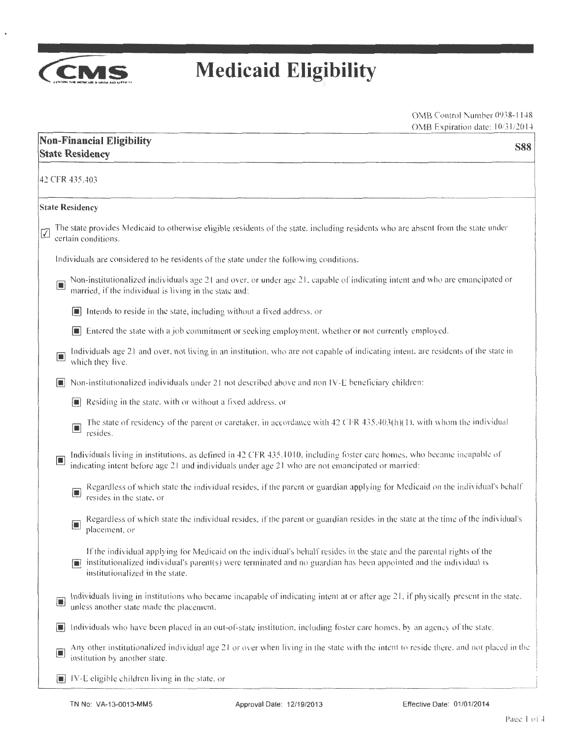# Medicaid Eligibility

OMB Control Number 0938-1148
OMB Expiration date: 10/31/2014

## Non-Financial Eligibility
## State Residency

**S88**

42 CFR 435.403

**State Residency**

☑ The state provides Medicaid to otherwise eligible residents of the state, including residents who are absent from the state under certain conditions.

Individuals are considered to be residents of the state under the following conditions:

- ■ Non-institutionalized individuals age 21 and over, or under age 21, capable of indicating intent and who are emancipated or married, if the individual is living in the state and:
  - ■ Intends to reside in the state, including without a fixed address, or
  - ■ Entered the state with a job commitment or seeking employment, whether or not currently employed.
- ■ Individuals age 21 and over, not living in an institution, who are not capable of indicating intent, are residents of the state in which they live.
- ■ Non-institutionalized individuals under 21 not described above and non IV-E beneficiary children:
  - ■ Residing in the state, with or without a fixed address, or
  - ■ The state of residency of the parent or caretaker, in accordance with 42 CFR 435.403(h)(1), with whom the individual resides.
- ■ Individuals living in institutions, as defined in 42 CFR 435.1010, including foster care homes, who became incapable of indicating intent before age 21 and individuals under age 21 who are not emancipated or married:
  - ■ Regardless of which state the individual resides, if the parent or guardian applying for Medicaid on the individual's behalf resides in the state, or
  - ■ Regardless of which state the individual resides, if the parent or guardian resides in the state at the time of the individual's placement, or
  - ■ If the individual applying for Medicaid on the individual's behalf resides in the state and the parental rights of the institutionalized individual's parent(s) were terminated and no guardian has been appointed and the individual is institutionalized in the state.
- ■ Individuals living in institutions who became incapable of indicating intent at or after age 21, if physically present in the state, unless another state made the placement.
- ■ Individuals who have been placed in an out-of-state institution, including foster care homes, by an agency of the state.
- ■ Any other institutionalized individual age 21 or over when living in the state with the intent to reside there, and not placed in the institution by another state.
- ■ IV-E eligible children living in the state, or

TN No: VA-13-0013-MM5 | Approval Date: 12/19/2013 | Effective Date: 01/01/2014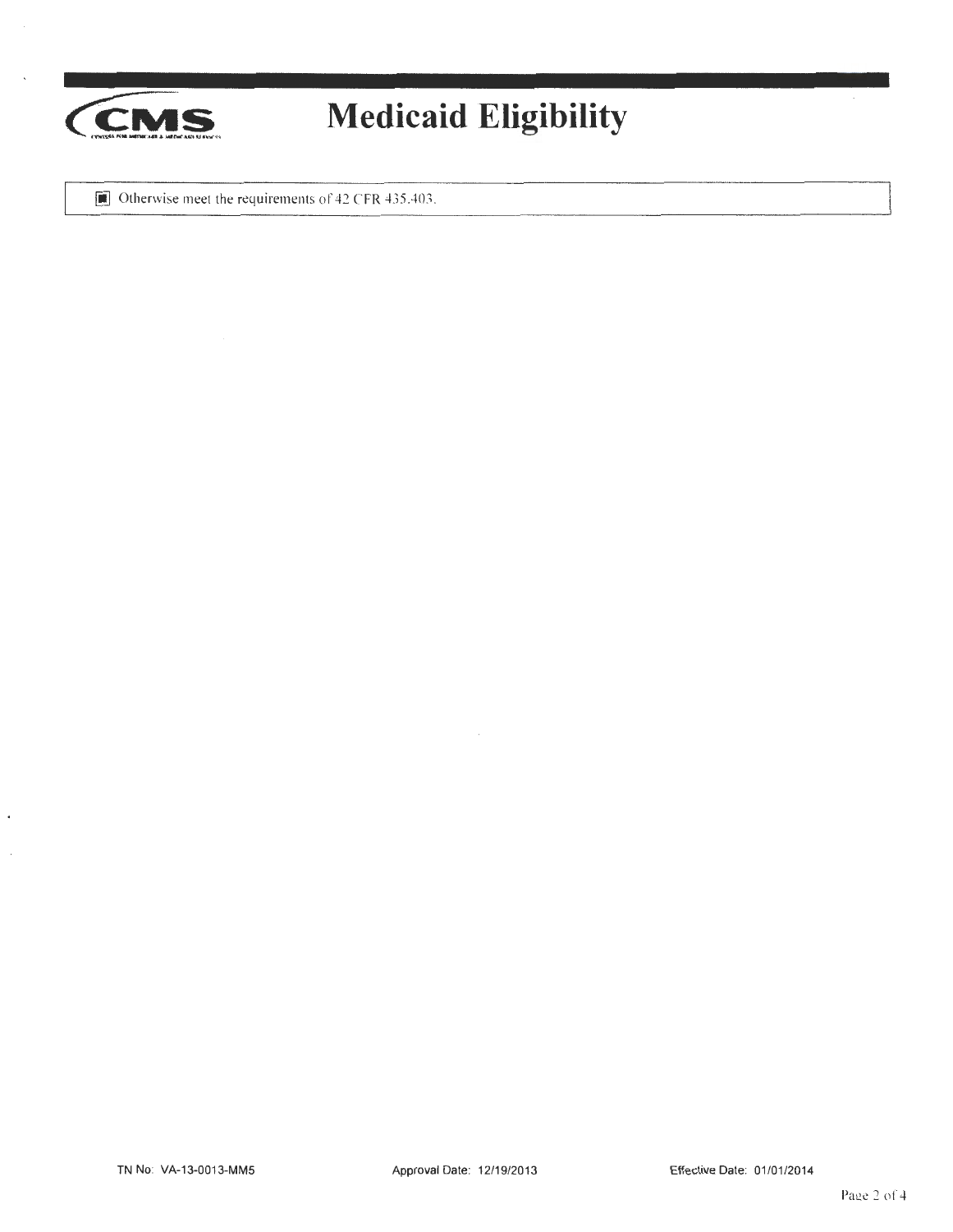# Medicaid Eligibility

- [x] Otherwise meet the requirements of 42 CFR 435.403.

TN No: VA-13-0013-MM5 Approval Date: 12/19/2013 Effective Date: 01/01/2014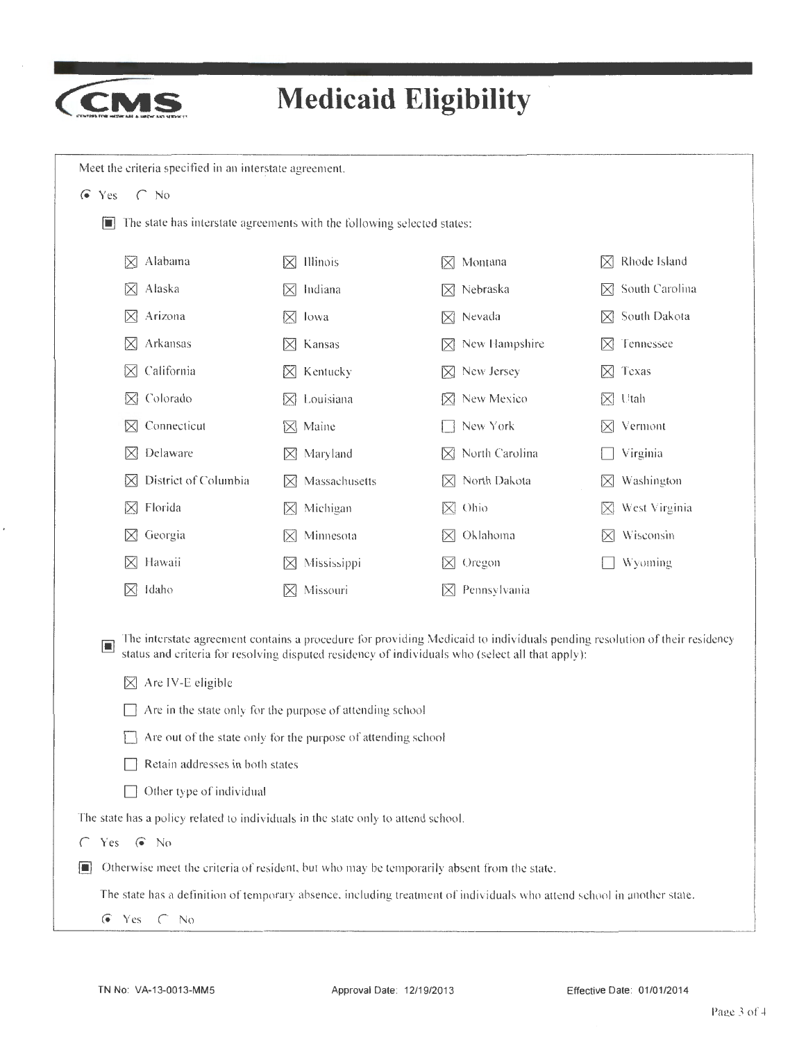# Medicaid Eligibility

Meet the criteria specified in an interstate agreement.

(•) Yes ( ) No

[■] The state has interstate agreements with the following selected states:

| | | | |
|---|---|---|---|
| [x] Alabama | [x] Illinois | [x] Montana | [x] Rhode Island |
| [x] Alaska | [x] Indiana | [x] Nebraska | [x] South Carolina |
| [x] Arizona | [x] Iowa | [x] Nevada | [x] South Dakota |
| [x] Arkansas | [x] Kansas | [x] New Hampshire | [x] Tennessee |
| [x] California | [x] Kentucky | [x] New Jersey | [x] Texas |
| [x] Colorado | [x] Louisiana | [x] New Mexico | [x] Utah |
| [x] Connecticut | [x] Maine | [ ] New York | [x] Vermont |
| [x] Delaware | [x] Maryland | [x] North Carolina | [ ] Virginia |
| [x] District of Columbia | [x] Massachusetts | [x] North Dakota | [x] Washington |
| [x] Florida | [x] Michigan | [x] Ohio | [x] West Virginia |
| [x] Georgia | [x] Minnesota | [x] Oklahoma | [x] Wisconsin |
| [x] Hawaii | [x] Mississippi | [x] Oregon | [ ] Wyoming |
| [x] Idaho | [x] Missouri | [x] Pennsylvania | |

[■] The interstate agreement contains a procedure for providing Medicaid to individuals pending resolution of their residency status and criteria for resolving disputed residency of individuals who (select all that apply):

- [x] Are IV-E eligible
- [ ] Are in the state only for the purpose of attending school
- [ ] Are out of the state only for the purpose of attending school
- [ ] Retain addresses in both states
- [ ] Other type of individual

The state has a policy related to individuals in the state only to attend school.

( ) Yes (•) No

[■] Otherwise meet the criteria of resident, but who may be temporarily absent from the state.

The state has a definition of temporary absence, including treatment of individuals who attend school in another state.

(•) Yes ( ) No

TN No: VA-13-0013-MM5 Approval Date: 12/19/2013 Effective Date: 01/01/2014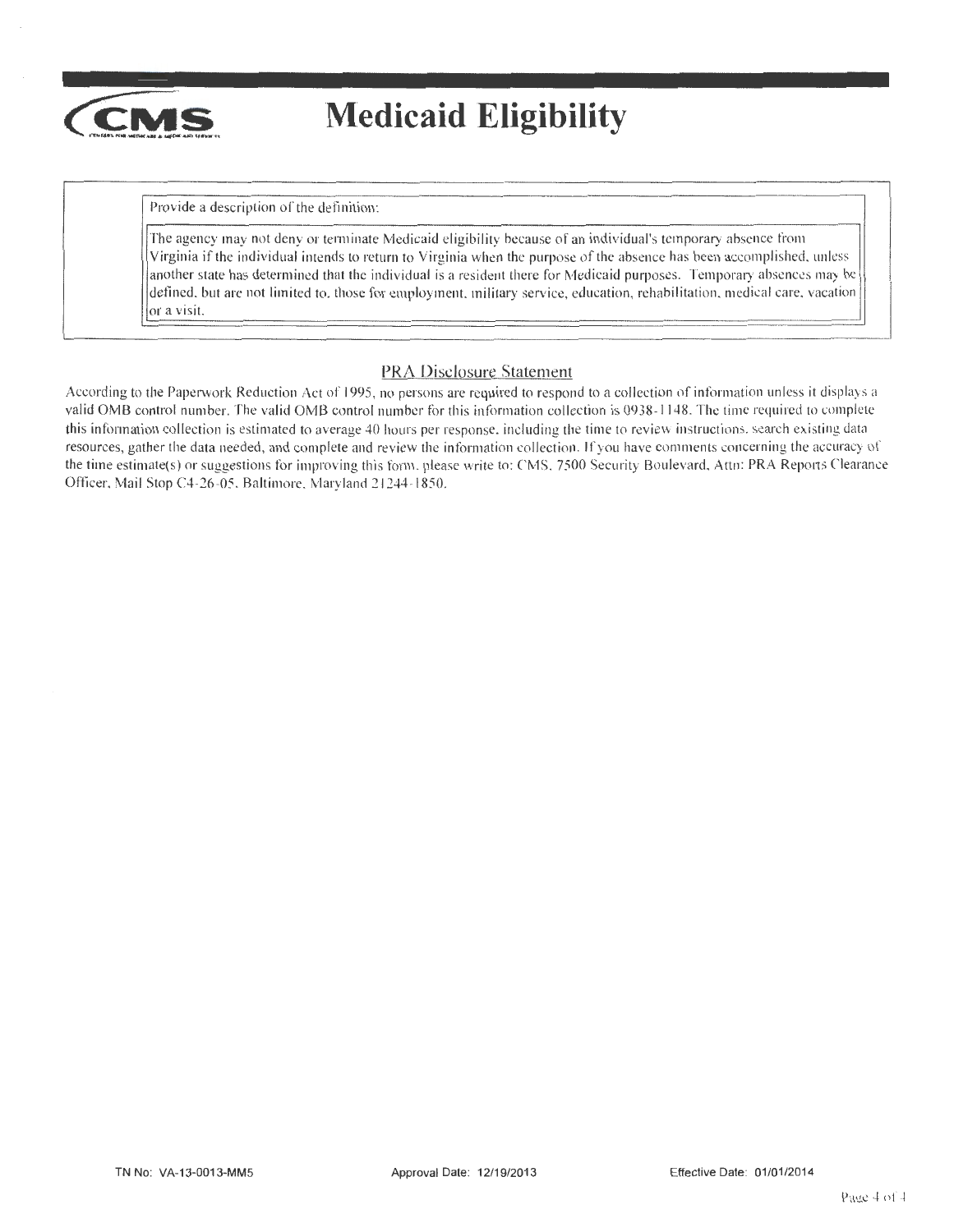# Medicaid Eligibility

Provide a description of the definition:

The agency may not deny or terminate Medicaid eligibility because of an individual's temporary absence from Virginia if the individual intends to return to Virginia when the purpose of the absence has been accomplished, unless another state has determined that the individual is a resident there for Medicaid purposes. Temporary absences may be defined, but are not limited to, those for employment, military service, education, rehabilitation, medical care, vacation or a visit.

## PRA Disclosure Statement

According to the Paperwork Reduction Act of 1995, no persons are required to respond to a collection of information unless it displays a valid OMB control number. The valid OMB control number for this information collection is 0938-1148. The time required to complete this information collection is estimated to average 40 hours per response, including the time to review instructions, search existing data resources, gather the data needed, and complete and review the information collection. If you have comments concerning the accuracy of the time estimate(s) or suggestions for improving this form, please write to: CMS, 7500 Security Boulevard, Attn: PRA Reports Clearance Officer, Mail Stop C4-26-05, Baltimore, Maryland 21244-1850.

TN No: VA-13-0013-MM5 Approval Date: 12/19/2013 Effective Date: 01/01/2014